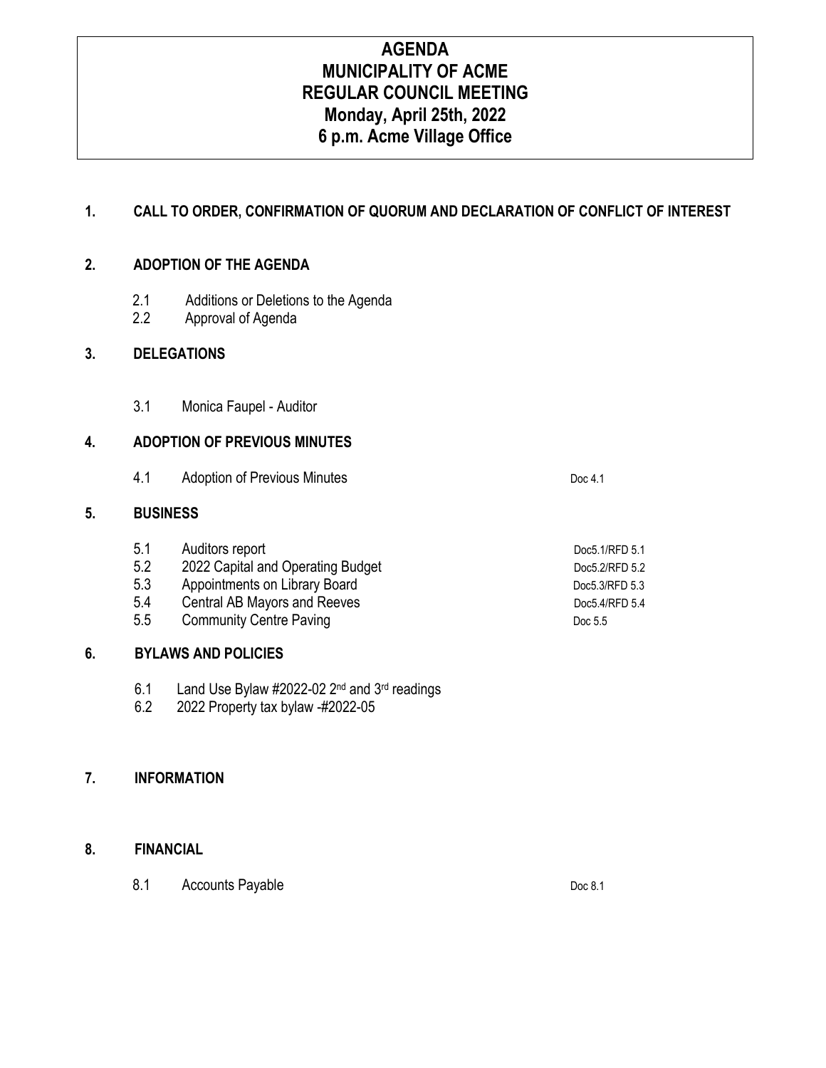# AGENDA
# MUNICIPALITY OF ACME
# REGULAR COUNCIL MEETING
# Monday, April 25th, 2022
# 6 p.m. Acme Village Office

## 1. CALL TO ORDER, CONFIRMATION OF QUORUM AND DECLARATION OF CONFLICT OF INTEREST

## 2. ADOPTION OF THE AGENDA

2.1 Additions or Deletions to the Agenda
2.2 Approval of Agenda

## 3. DELEGATIONS

3.1 Monica Faupel - Auditor

## 4. ADOPTION OF PREVIOUS MINUTES

| | | |
|---|---|---|
| 4.1 | Adoption of Previous Minutes | Doc 4.1 |

## 5. BUSINESS

| | | |
|---|---|---|
| 5.1 | Auditors report | Doc5.1/RFD 5.1 |
| 5.2 | 2022 Capital and Operating Budget | Doc5.2/RFD 5.2 |
| 5.3 | Appointments on Library Board | Doc5.3/RFD 5.3 |
| 5.4 | Central AB Mayors and Reeves | Doc5.4/RFD 5.4 |
| 5.5 | Community Centre Paving | Doc 5.5 |

## 6. BYLAWS AND POLICIES

6.1 Land Use Bylaw #2022-02 2nd and 3rd readings
6.2 2022 Property tax bylaw -#2022-05

## 7. INFORMATION

## 8. FINANCIAL

| | | |
|---|---|---|
| 8.1 | Accounts Payable | Doc 8.1 |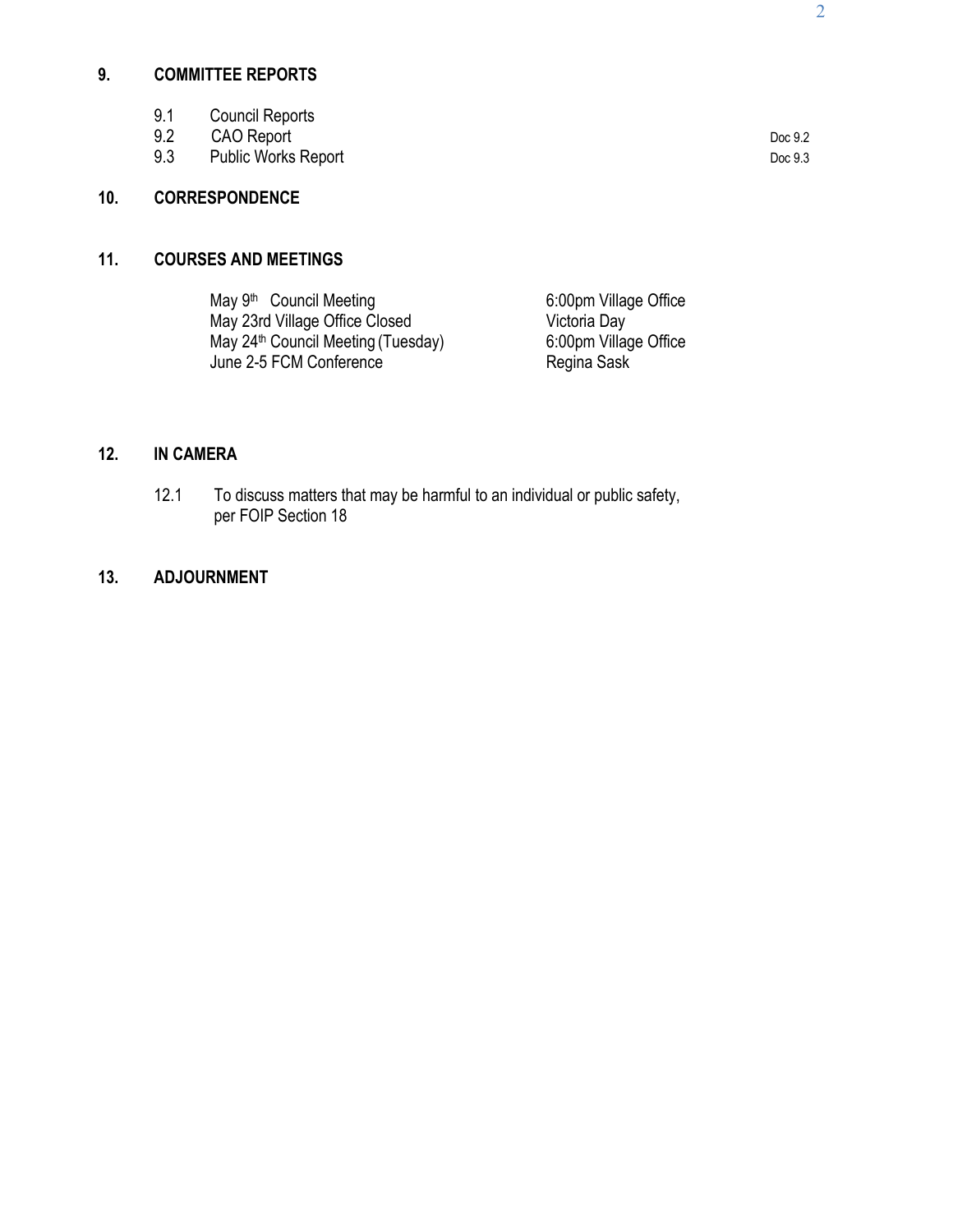## 9. COMMITTEE REPORTS

| | | |
|---|---|---|
| 9.1 | Council Reports | |
| 9.2 | CAO Report | Doc 9.2 |
| 9.3 | Public Works Report | Doc 9.3 |

## 10. CORRESPONDENCE

## 11. COURSES AND MEETINGS

| | |
|---|---|
| May 9th Council Meeting | 6:00pm Village Office |
| May 23rd Village Office Closed | Victoria Day |
| May 24th Council Meeting (Tuesday) | 6:00pm Village Office |
| June 2-5 FCM Conference | Regina Sask |

## 12. IN CAMERA

12.1 To discuss matters that may be harmful to an individual or public safety, per FOIP Section 18

## 13. ADJOURNMENT